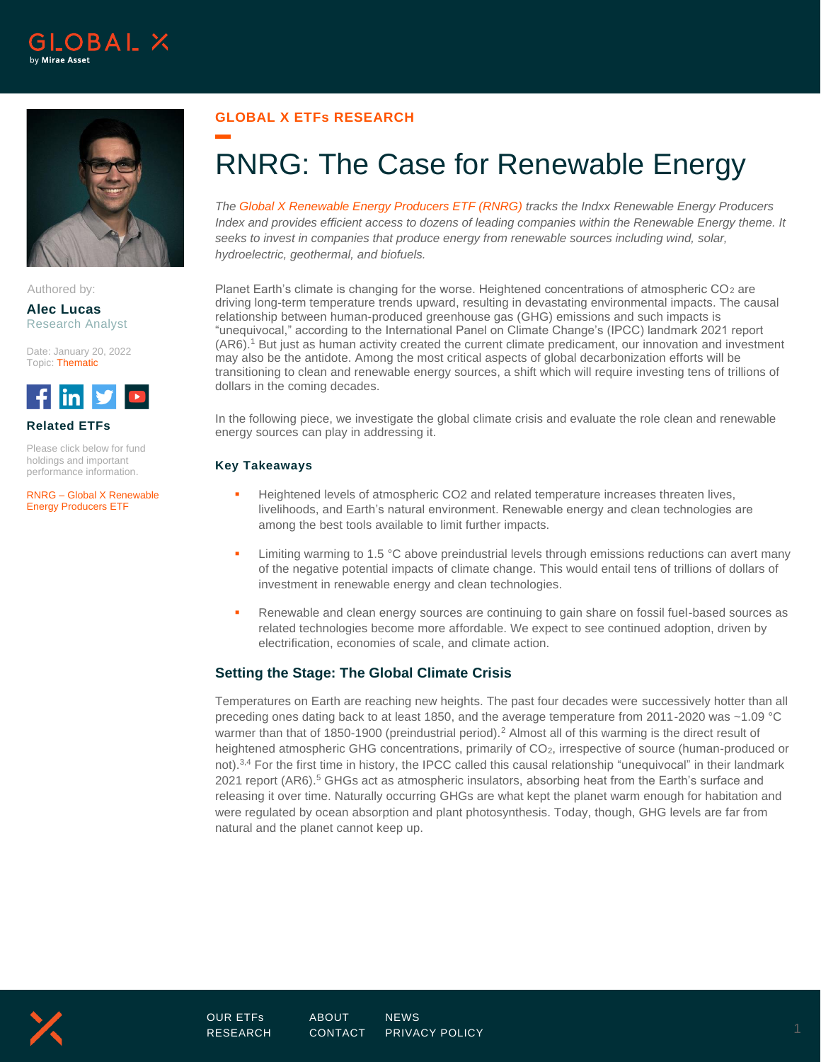GLOBAL X ETFs RESEARCH

# RNRG: The Case for Renewable Energy

Authored by:

**Alec Lucas**
Research Analyst

Date: January 20, 2022
Topic: Thematic

**Related ETFs**

Please click below for fund holdings and important performance information.

RNRG – Global X Renewable Energy Producers ETF

*The Global X Renewable Energy Producers ETF (RNRG) tracks the Indxx Renewable Energy Producers Index and provides efficient access to dozens of leading companies within the Renewable Energy theme. It seeks to invest in companies that produce energy from renewable sources including wind, solar, hydroelectric, geothermal, and biofuels.*

Planet Earth's climate is changing for the worse. Heightened concentrations of atmospheric $CO_2$ are driving long-term temperature trends upward, resulting in devastating environmental impacts. The causal relationship between human-produced greenhouse gas (GHG) emissions and such impacts is "unequivocal," according to the International Panel on Climate Change's (IPCC) landmark 2021 report (AR6).[1] But just as human activity created the current climate predicament, our innovation and investment may also be the antidote. Among the most critical aspects of global decarbonization efforts will be transitioning to clean and renewable energy sources, a shift which will require investing tens of trillions of dollars in the coming decades.

In the following piece, we investigate the global climate crisis and evaluate the role clean and renewable energy sources can play in addressing it.

### Key Takeaways

- Heightened levels of atmospheric CO2 and related temperature increases threaten lives, livelihoods, and Earth's natural environment. Renewable energy and clean technologies are among the best tools available to limit further impacts.
- Limiting warming to 1.5 °C above preindustrial levels through emissions reductions can avert many of the negative potential impacts of climate change. This would entail tens of trillions of dollars of investment in renewable energy and clean technologies.
- Renewable and clean energy sources are continuing to gain share on fossil fuel-based sources as related technologies become more affordable. We expect to see continued adoption, driven by electrification, economies of scale, and climate action.

## Setting the Stage: The Global Climate Crisis

Temperatures on Earth are reaching new heights. The past four decades were successively hotter than all preceding ones dating back to at least 1850, and the average temperature from 2011-2020 was ~1.09 °C warmer than that of 1850-1900 (preindustrial period).[2] Almost all of this warming is the direct result of heightened atmospheric GHG concentrations, primarily of $CO_2$, irrespective of source (human-produced or not).[3,4] For the first time in history, the IPCC called this causal relationship "unequivocal" in their landmark 2021 report (AR6).[5] GHGs act as atmospheric insulators, absorbing heat from the Earth's surface and releasing it over time. Naturally occurring GHGs are what kept the planet warm enough for habitation and were regulated by ocean absorption and plant photosynthesis. Today, though, GHG levels are far from natural and the planet cannot keep up.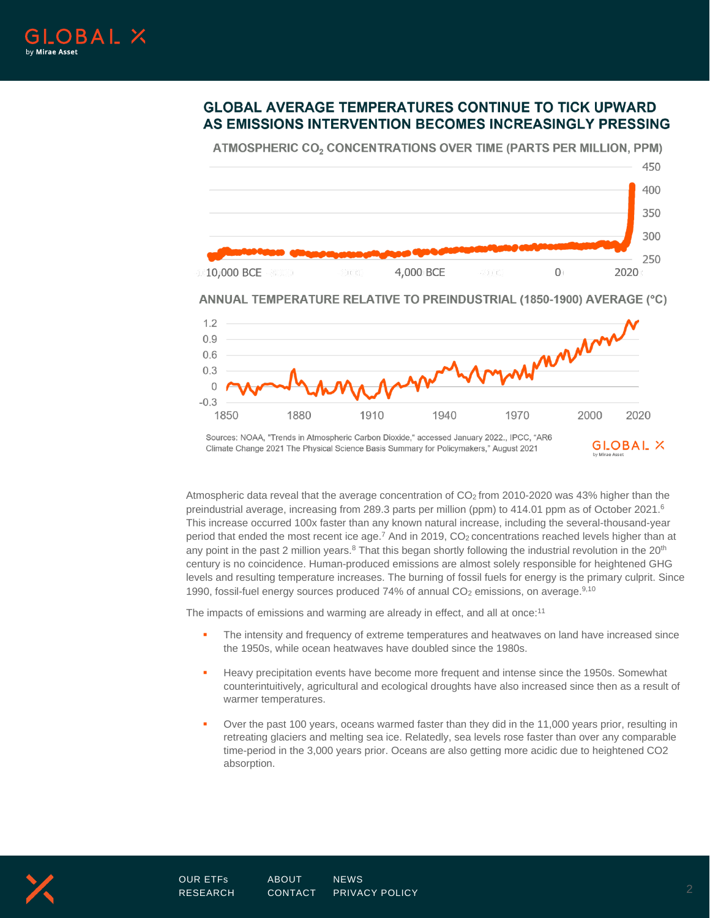## GLOBAL AVERAGE TEMPERATURES CONTINUE TO TICK UPWARD AS EMISSIONS INTERVENTION BECOMES INCREASINGLY PRESSING

ATMOSPHERIC $CO_2$ CONCENTRATIONS OVER TIME (PARTS PER MILLION, PPM)

450
400
350
300
250
10,000 BCE
4,000 BCE
0
2020

ANNUAL TEMPERATURE RELATIVE TO PREINDUSTRIAL (1850-1900) AVERAGE (°C)

1.2
0.9
0.6
0.3
0
-0.3
1850
1880
1910
1940
1970
2000
2020

Sources: NOAA, "Trends in Atmospheric Carbon Dioxide," accessed January 2022., IPCC, "AR6 Climate Change 2021 The Physical Science Basis Summary for Policymakers," August 2021

Atmospheric data reveal that the average concentration of $CO_2$ from 2010-2020 was 43% higher than the preindustrial average, increasing from 289.3 parts per million (ppm) to 414.01 ppm as of October 2021.[6] This increase occurred 100x faster than any known natural increase, including the several-thousand-year period that ended the most recent ice age.[7] And in 2019, $CO_2$ concentrations reached levels higher than at any point in the past 2 million years.[8] That this began shortly following the industrial revolution in the 20th century is no coincidence. Human-produced emissions are almost solely responsible for heightened GHG levels and resulting temperature increases. The burning of fossil fuels for energy is the primary culprit. Since 1990, fossil-fuel energy sources produced 74% of annual $CO_2$ emissions, on average.[9,10]

The impacts of emissions and warming are already in effect, and all at once:[11]

- The intensity and frequency of extreme temperatures and heatwaves on land have increased since the 1950s, while ocean heatwaves have doubled since the 1980s.
- Heavy precipitation events have become more frequent and intense since the 1950s. Somewhat counterintuitively, agricultural and ecological droughts have also increased since then as a result of warmer temperatures.
- Over the past 100 years, oceans warmed faster than they did in the 11,000 years prior, resulting in retreating glaciers and melting sea ice. Relatedly, sea levels rose faster than over any comparable time-period in the 3,000 years prior. Oceans are also getting more acidic due to heightened CO2 absorption.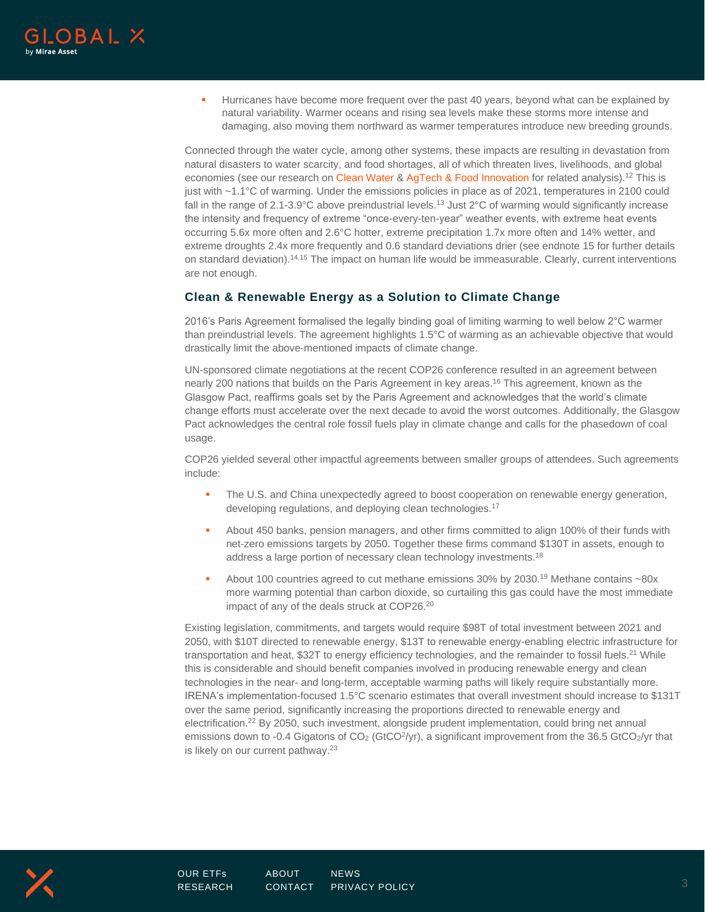- Hurricanes have become more frequent over the past 40 years, beyond what can be explained by natural variability. Warmer oceans and rising sea levels make these storms more intense and damaging, also moving them northward as warmer temperatures introduce new breeding grounds.

Connected through the water cycle, among other systems, these impacts are resulting in devastation from natural disasters to water scarcity, and food shortages, all of which threaten lives, livelihoods, and global economies (see our research on Clean Water & AgTech & Food Innovation for related analysis).[12] This is just with ~1.1°C of warming. Under the emissions policies in place as of 2021, temperatures in 2100 could fall in the range of 2.1-3.9°C above preindustrial levels.[13] Just 2°C of warming would significantly increase the intensity and frequency of extreme "once-every-ten-year" weather events, with extreme heat events occurring 5.6x more often and 2.6°C hotter, extreme precipitation 1.7x more often and 14% wetter, and extreme droughts 2.4x more frequently and 0.6 standard deviations drier (see endnote 15 for further details on standard deviation).[14,15] The impact on human life would be immeasurable. Clearly, current interventions are not enough.

### Clean & Renewable Energy as a Solution to Climate Change

2016's Paris Agreement formalised the legally binding goal of limiting warming to well below 2°C warmer than preindustrial levels. The agreement highlights 1.5°C of warming as an achievable objective that would drastically limit the above-mentioned impacts of climate change.

UN-sponsored climate negotiations at the recent COP26 conference resulted in an agreement between nearly 200 nations that builds on the Paris Agreement in key areas.[16] This agreement, known as the Glasgow Pact, reaffirms goals set by the Paris Agreement and acknowledges that the world's climate change efforts must accelerate over the next decade to avoid the worst outcomes. Additionally, the Glasgow Pact acknowledges the central role fossil fuels play in climate change and calls for the phasedown of coal usage.

COP26 yielded several other impactful agreements between smaller groups of attendees. Such agreements include:

- The U.S. and China unexpectedly agreed to boost cooperation on renewable energy generation, developing regulations, and deploying clean technologies.[17]
- About 450 banks, pension managers, and other firms committed to align 100% of their funds with net-zero emissions targets by 2050. Together these firms command $130T in assets, enough to address a large portion of necessary clean technology investments.[18]
- About 100 countries agreed to cut methane emissions 30% by 2030.[19] Methane contains ~80x more warming potential than carbon dioxide, so curtailing this gas could have the most immediate impact of any of the deals struck at COP26.[20]

Existing legislation, commitments, and targets would require $98T of total investment between 2021 and 2050, with $10T directed to renewable energy, $13T to renewable energy-enabling electric infrastructure for transportation and heat, $32T to energy efficiency technologies, and the remainder to fossil fuels.[21] While this is considerable and should benefit companies involved in producing renewable energy and clean technologies in the near- and long-term, acceptable warming paths will likely require substantially more. IRENA's implementation-focused 1.5°C scenario estimates that overall investment should increase to $131T over the same period, significantly increasing the proportions directed to renewable energy and electrification.[22] By 2050, such investment, alongside prudent implementation, could bring net annual emissions down to -0.4 Gigatons of $CO_2$ ($GtCO^2$/yr), a significant improvement from the 36.5 $GtCO_2$/yr that is likely on our current pathway.[23]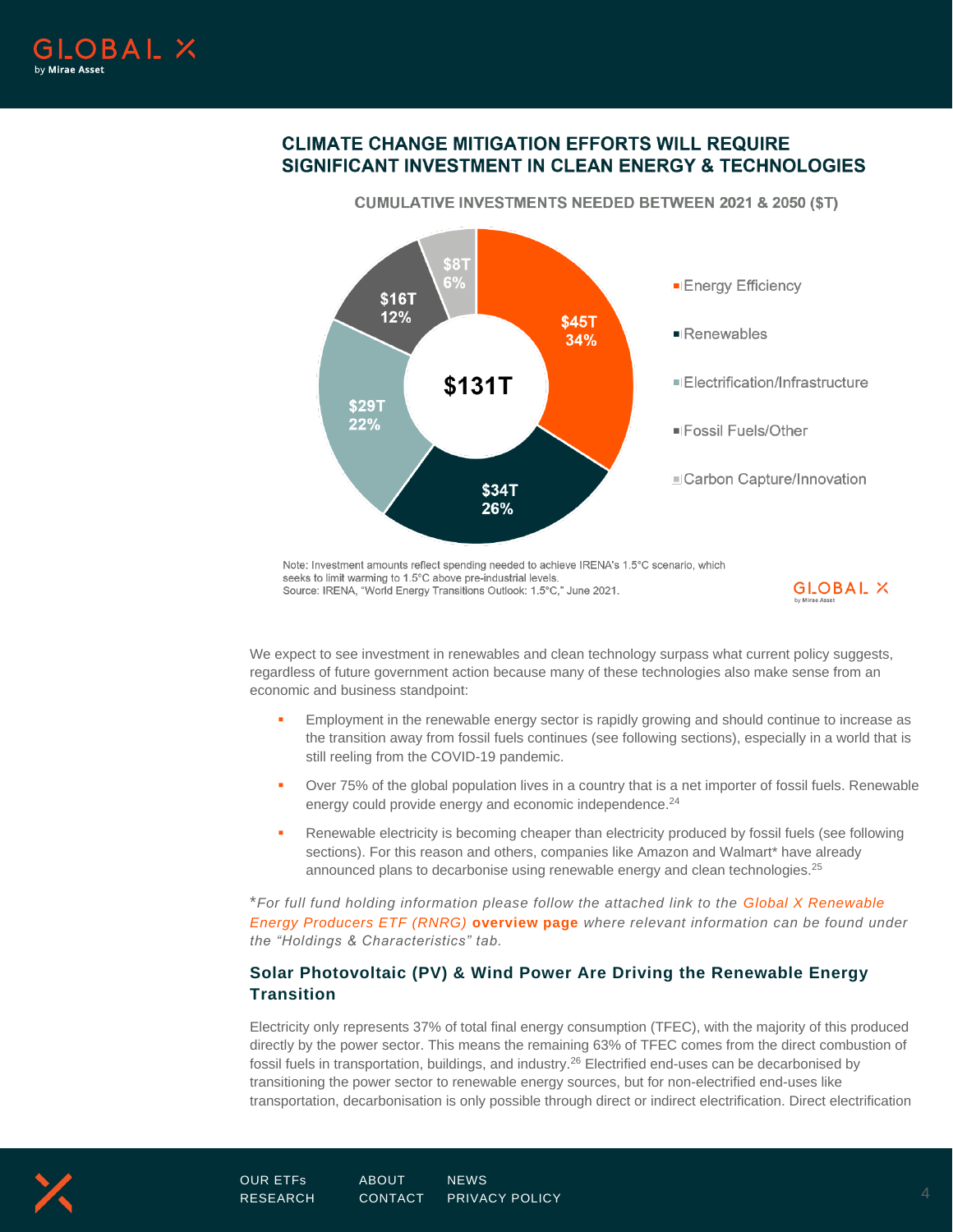## CLIMATE CHANGE MITIGATION EFFORTS WILL REQUIRE SIGNIFICANT INVESTMENT IN CLEAN ENERGY & TECHNOLOGIES

CUMULATIVE INVESTMENTS NEEDED BETWEEN 2021 & 2050 ($T)

$131T

$45T
34%

$34T
26%

$29T
22%

$16T
12%

$8T
6%

Energy Efficiency

Renewables

Electrification/Infrastructure

Fossil Fuels/Other

Carbon Capture/Innovation

Note: Investment amounts reflect spending needed to achieve IRENA's 1.5°C scenario, which seeks to limit warming to 1.5°C above pre-industrial levels.
Source: IRENA, "World Energy Transitions Outlook: 1.5°C," June 2021.

We expect to see investment in renewables and clean technology surpass what current policy suggests, regardless of future government action because many of these technologies also make sense from an economic and business standpoint:

- Employment in the renewable energy sector is rapidly growing and should continue to increase as the transition away from fossil fuels continues (see following sections), especially in a world that is still reeling from the COVID-19 pandemic.
- Over 75% of the global population lives in a country that is a net importer of fossil fuels. Renewable energy could provide energy and economic independence.[24]
- Renewable electricity is becoming cheaper than electricity produced by fossil fuels (see following sections). For this reason and others, companies like Amazon and Walmart* have already announced plans to decarbonise using renewable energy and clean technologies.[25]

**For full fund holding information please follow the attached link to the Global X Renewable Energy Producers ETF (RNRG)* ***overview page*** *where relevant information can be found under the "Holdings & Characteristics" tab.*

### Solar Photovoltaic (PV) & Wind Power Are Driving the Renewable Energy Transition

Electricity only represents 37% of total final energy consumption (TFEC), with the majority of this produced directly by the power sector. This means the remaining 63% of TFEC comes from the direct combustion of fossil fuels in transportation, buildings, and industry.[26] Electrified end-uses can be decarbonised by transitioning the power sector to renewable energy sources, but for non-electrified end-uses like transportation, decarbonisation is only possible through direct or indirect electrification. Direct electrification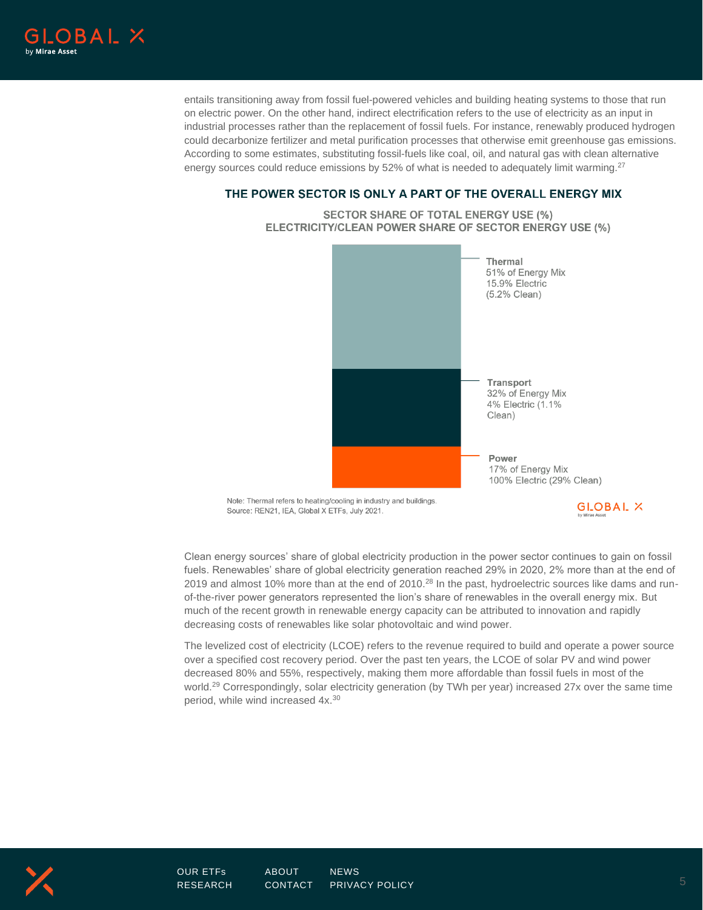entails transitioning away from fossil fuel-powered vehicles and building heating systems to those that run on electric power. On the other hand, indirect electrification refers to the use of electricity as an input in industrial processes rather than the replacement of fossil fuels. For instance, renewably produced hydrogen could decarbonize fertilizer and metal purification processes that otherwise emit greenhouse gas emissions. According to some estimates, substituting fossil-fuels like coal, oil, and natural gas with clean alternative energy sources could reduce emissions by 52% of what is needed to adequately limit warming.[27]

### THE POWER SECTOR IS ONLY A PART OF THE OVERALL ENERGY MIX

SECTOR SHARE OF TOTAL ENERGY USE (%)
ELECTRICITY/CLEAN POWER SHARE OF SECTOR ENERGY USE (%)

Thermal
51% of Energy Mix
15.9% Electric
(5.2% Clean)

Transport
32% of Energy Mix
4% Electric (1.1% Clean)

Power
17% of Energy Mix
100% Electric (29% Clean)

Note: Thermal refers to heating/cooling in industry and buildings.
Source: REN21, IEA, Global X ETFs, July 2021.

Clean energy sources' share of global electricity production in the power sector continues to gain on fossil fuels. Renewables' share of global electricity generation reached 29% in 2020, 2% more than at the end of 2019 and almost 10% more than at the end of 2010.[28] In the past, hydroelectric sources like dams and run-of-the-river power generators represented the lion's share of renewables in the overall energy mix. But much of the recent growth in renewable energy capacity can be attributed to innovation and rapidly decreasing costs of renewables like solar photovoltaic and wind power.

The levelized cost of electricity (LCOE) refers to the revenue required to build and operate a power source over a specified cost recovery period. Over the past ten years, the LCOE of solar PV and wind power decreased 80% and 55%, respectively, making them more affordable than fossil fuels in most of the world.[29] Correspondingly, solar electricity generation (by TWh per year) increased 27x over the same time period, while wind increased 4x.[30]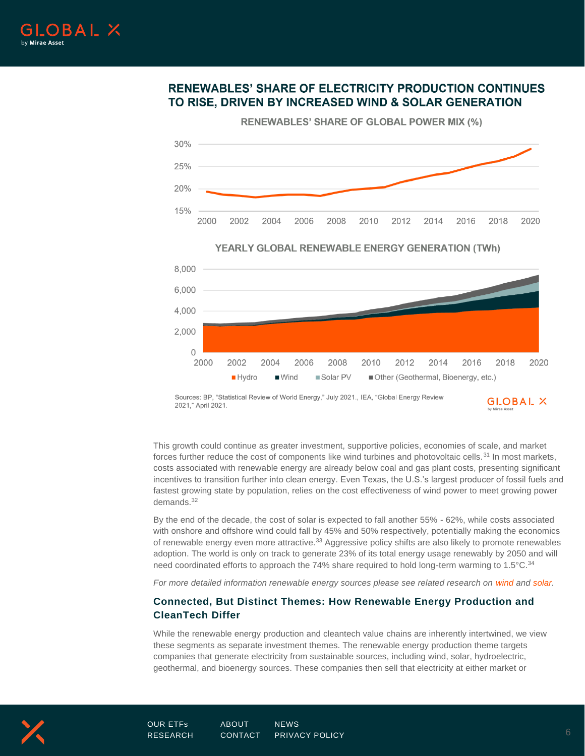## RENEWABLES' SHARE OF ELECTRICITY PRODUCTION CONTINUES TO RISE, DRIVEN BY INCREASED WIND & SOLAR GENERATION

RENEWABLES' SHARE OF GLOBAL POWER MIX (%)

30%
25%
20%
15%
2000 2002 2004 2006 2008 2010 2012 2014 2016 2018 2020

YEARLY GLOBAL RENEWABLE ENERGY GENERATION (TWh)

8,000
6,000
4,000
2,000
0
2000 2002 2004 2006 2008 2010 2012 2014 2016 2018 2020

Hydro, Wind, Solar PV, Other (Geothermal, Bioenergy, etc.)

Sources: BP, "Statistical Review of World Energy," July 2021., IEA, "Global Energy Review 2021," April 2021.

This growth could continue as greater investment, supportive policies, economies of scale, and market forces further reduce the cost of components like wind turbines and photovoltaic cells.[31] In most markets, costs associated with renewable energy are already below coal and gas plant costs, presenting significant incentives to transition further into clean energy. Even Texas, the U.S.'s largest producer of fossil fuels and fastest growing state by population, relies on the cost effectiveness of wind power to meet growing power demands.[32]

By the end of the decade, the cost of solar is expected to fall another 55% - 62%, while costs associated with onshore and offshore wind could fall by 45% and 50% respectively, potentially making the economics of renewable energy even more attractive.[33] Aggressive policy shifts are also likely to promote renewables adoption. The world is only on track to generate 23% of its total energy usage renewably by 2050 and will need coordinated efforts to approach the 74% share required to hold long-term warming to 1.5°C.[34]

*For more detailed information renewable energy sources please see related research on wind and solar.*

### Connected, But Distinct Themes: How Renewable Energy Production and CleanTech Differ

While the renewable energy production and cleantech value chains are inherently intertwined, we view these segments as separate investment themes. The renewable energy production theme targets companies that generate electricity from sustainable sources, including wind, solar, hydroelectric, geothermal, and bioenergy sources. These companies then sell that electricity at either market or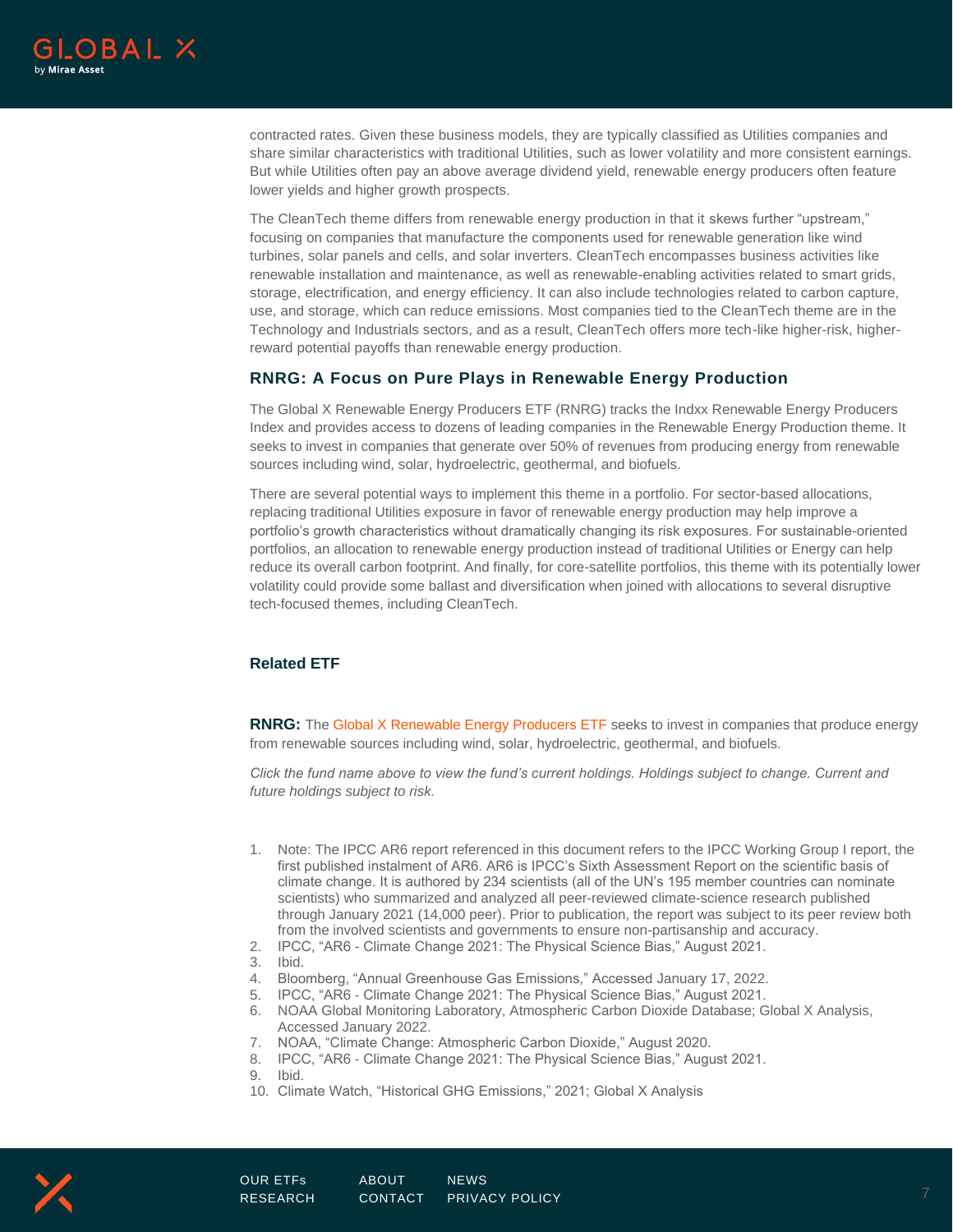contracted rates. Given these business models, they are typically classified as Utilities companies and share similar characteristics with traditional Utilities, such as lower volatility and more consistent earnings. But while Utilities often pay an above average dividend yield, renewable energy producers often feature lower yields and higher growth prospects.

The CleanTech theme differs from renewable energy production in that it skews further "upstream," focusing on companies that manufacture the components used for renewable generation like wind turbines, solar panels and cells, and solar inverters. CleanTech encompasses business activities like renewable installation and maintenance, as well as renewable-enabling activities related to smart grids, storage, electrification, and energy efficiency. It can also include technologies related to carbon capture, use, and storage, which can reduce emissions. Most companies tied to the CleanTech theme are in the Technology and Industrials sectors, and as a result, CleanTech offers more tech-like higher-risk, higher-reward potential payoffs than renewable energy production.

## RNRG: A Focus on Pure Plays in Renewable Energy Production

The Global X Renewable Energy Producers ETF (RNRG) tracks the Indxx Renewable Energy Producers Index and provides access to dozens of leading companies in the Renewable Energy Production theme. It seeks to invest in companies that generate over 50% of revenues from producing energy from renewable sources including wind, solar, hydroelectric, geothermal, and biofuels.

There are several potential ways to implement this theme in a portfolio. For sector-based allocations, replacing traditional Utilities exposure in favor of renewable energy production may help improve a portfolio's growth characteristics without dramatically changing its risk exposures. For sustainable-oriented portfolios, an allocation to renewable energy production instead of traditional Utilities or Energy can help reduce its overall carbon footprint. And finally, for core-satellite portfolios, this theme with its potentially lower volatility could provide some ballast and diversification when joined with allocations to several disruptive tech-focused themes, including CleanTech.

### Related ETF

**RNRG:** The Global X Renewable Energy Producers ETF seeks to invest in companies that produce energy from renewable sources including wind, solar, hydroelectric, geothermal, and biofuels.

*Click the fund name above to view the fund's current holdings. Holdings subject to change. Current and future holdings subject to risk.*

1. Note: The IPCC AR6 report referenced in this document refers to the IPCC Working Group I report, the first published instalment of AR6. AR6 is IPCC's Sixth Assessment Report on the scientific basis of climate change. It is authored by 234 scientists (all of the UN's 195 member countries can nominate scientists) who summarized and analyzed all peer-reviewed climate-science research published through January 2021 (14,000 peer). Prior to publication, the report was subject to its peer review both from the involved scientists and governments to ensure non-partisanship and accuracy.
2. IPCC, "AR6 - Climate Change 2021: The Physical Science Bias," August 2021.
3. Ibid.
4. Bloomberg, "Annual Greenhouse Gas Emissions," Accessed January 17, 2022.
5. IPCC, "AR6 - Climate Change 2021: The Physical Science Bias," August 2021.
6. NOAA Global Monitoring Laboratory, Atmospheric Carbon Dioxide Database; Global X Analysis, Accessed January 2022.
7. NOAA, "Climate Change: Atmospheric Carbon Dioxide," August 2020.
8. IPCC, "AR6 - Climate Change 2021: The Physical Science Bias," August 2021.
9. Ibid.
10. Climate Watch, "Historical GHG Emissions," 2021; Global X Analysis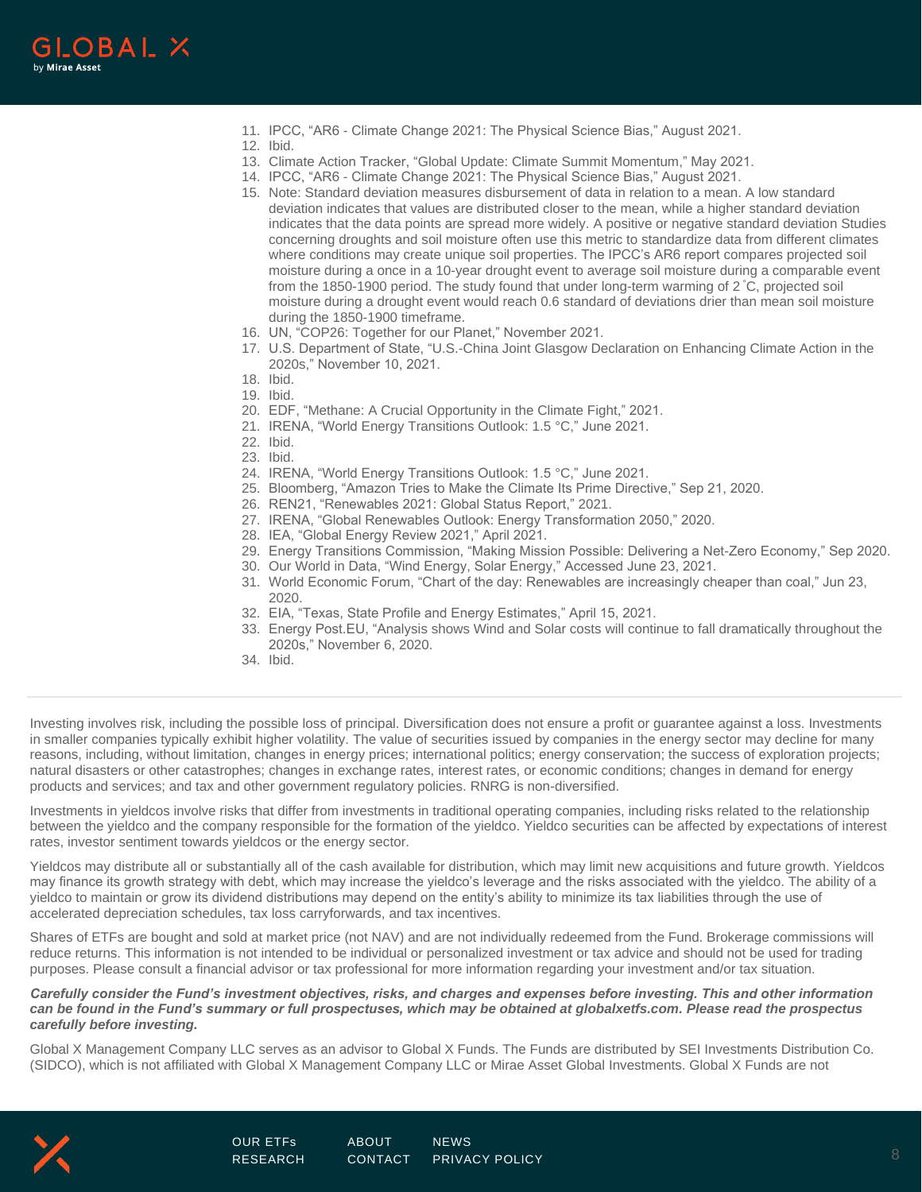11. IPCC, “AR6 - Climate Change 2021: The Physical Science Bias,” August 2021.
12. Ibid.
13. Climate Action Tracker, “Global Update: Climate Summit Momentum,” May 2021.
14. IPCC, “AR6 - Climate Change 2021: The Physical Science Bias,” August 2021.
15. Note: Standard deviation measures disbursement of data in relation to a mean. A low standard deviation indicates that values are distributed closer to the mean, while a higher standard deviation indicates that the data points are spread more widely. A positive or negative standard deviation Studies concerning droughts and soil moisture often use this metric to standardize data from different climates where conditions may create unique soil properties. The IPCC’s AR6 report compares projected soil moisture during a once in a 10-year drought event to average soil moisture during a comparable event from the 1850-1900 period. The study found that under long-term warming of 2 ˚C, projected soil moisture during a drought event would reach 0.6 standard of deviations drier than mean soil moisture during the 1850-1900 timeframe.
16. UN, “COP26: Together for our Planet,” November 2021.
17. U.S. Department of State, “U.S.-China Joint Glasgow Declaration on Enhancing Climate Action in the 2020s,” November 10, 2021.
18. Ibid.
19. Ibid.
20. EDF, “Methane: A Crucial Opportunity in the Climate Fight,” 2021.
21. IRENA, “World Energy Transitions Outlook: 1.5 °C,” June 2021.
22. Ibid.
23. Ibid.
24. IRENA, “World Energy Transitions Outlook: 1.5 °C,” June 2021.
25. Bloomberg, “Amazon Tries to Make the Climate Its Prime Directive,” Sep 21, 2020.
26. REN21, “Renewables 2021: Global Status Report,” 2021.
27. IRENA, “Global Renewables Outlook: Energy Transformation 2050,” 2020.
28. IEA, “Global Energy Review 2021,” April 2021.
29. Energy Transitions Commission, “Making Mission Possible: Delivering a Net-Zero Economy,” Sep 2020.
30. Our World in Data, “Wind Energy, Solar Energy,” Accessed June 23, 2021.
31. World Economic Forum, “Chart of the day: Renewables are increasingly cheaper than coal,” Jun 23, 2020.
32. EIA, “Texas, State Profile and Energy Estimates,” April 15, 2021.
33. Energy Post.EU, “Analysis shows Wind and Solar costs will continue to fall dramatically throughout the 2020s,” November 6, 2020.
34. Ibid.

---

Investing involves risk, including the possible loss of principal. Diversification does not ensure a profit or guarantee against a loss. Investments in smaller companies typically exhibit higher volatility. The value of securities issued by companies in the energy sector may decline for many reasons, including, without limitation, changes in energy prices; international politics; energy conservation; the success of exploration projects; natural disasters or other catastrophes; changes in exchange rates, interest rates, or economic conditions; changes in demand for energy products and services; and tax and other government regulatory policies. RNRG is non-diversified.

Investments in yieldcos involve risks that differ from investments in traditional operating companies, including risks related to the relationship between the yieldco and the company responsible for the formation of the yieldco. Yieldco securities can be affected by expectations of interest rates, investor sentiment towards yieldcos or the energy sector.

Yieldcos may distribute all or substantially all of the cash available for distribution, which may limit new acquisitions and future growth. Yieldcos may finance its growth strategy with debt, which may increase the yieldco’s leverage and the risks associated with the yieldco. The ability of a yieldco to maintain or grow its dividend distributions may depend on the entity’s ability to minimize its tax liabilities through the use of accelerated depreciation schedules, tax loss carryforwards, and tax incentives.

Shares of ETFs are bought and sold at market price (not NAV) and are not individually redeemed from the Fund. Brokerage commissions will reduce returns. This information is not intended to be individual or personalized investment or tax advice and should not be used for trading purposes. Please consult a financial advisor or tax professional for more information regarding your investment and/or tax situation.

***Carefully consider the Fund’s investment objectives, risks, and charges and expenses before investing. This and other information can be found in the Fund’s summary or full prospectuses, which may be obtained at globalxetfs.com. Please read the prospectus carefully before investing.***

Global X Management Company LLC serves as an advisor to Global X Funds. The Funds are distributed by SEI Investments Distribution Co. (SIDCO), which is not affiliated with Global X Management Company LLC or Mirae Asset Global Investments. Global X Funds are not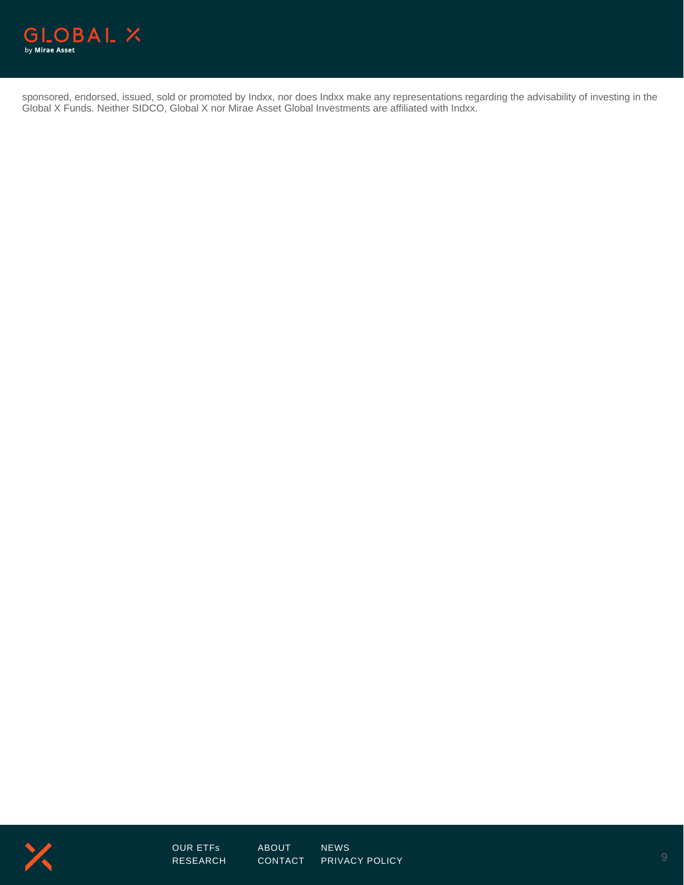sponsored, endorsed, issued, sold or promoted by Indxx, nor does Indxx make any representations regarding the advisability of investing in the Global X Funds. Neither SIDCO, Global X nor Mirae Asset Global Investments are affiliated with Indxx.